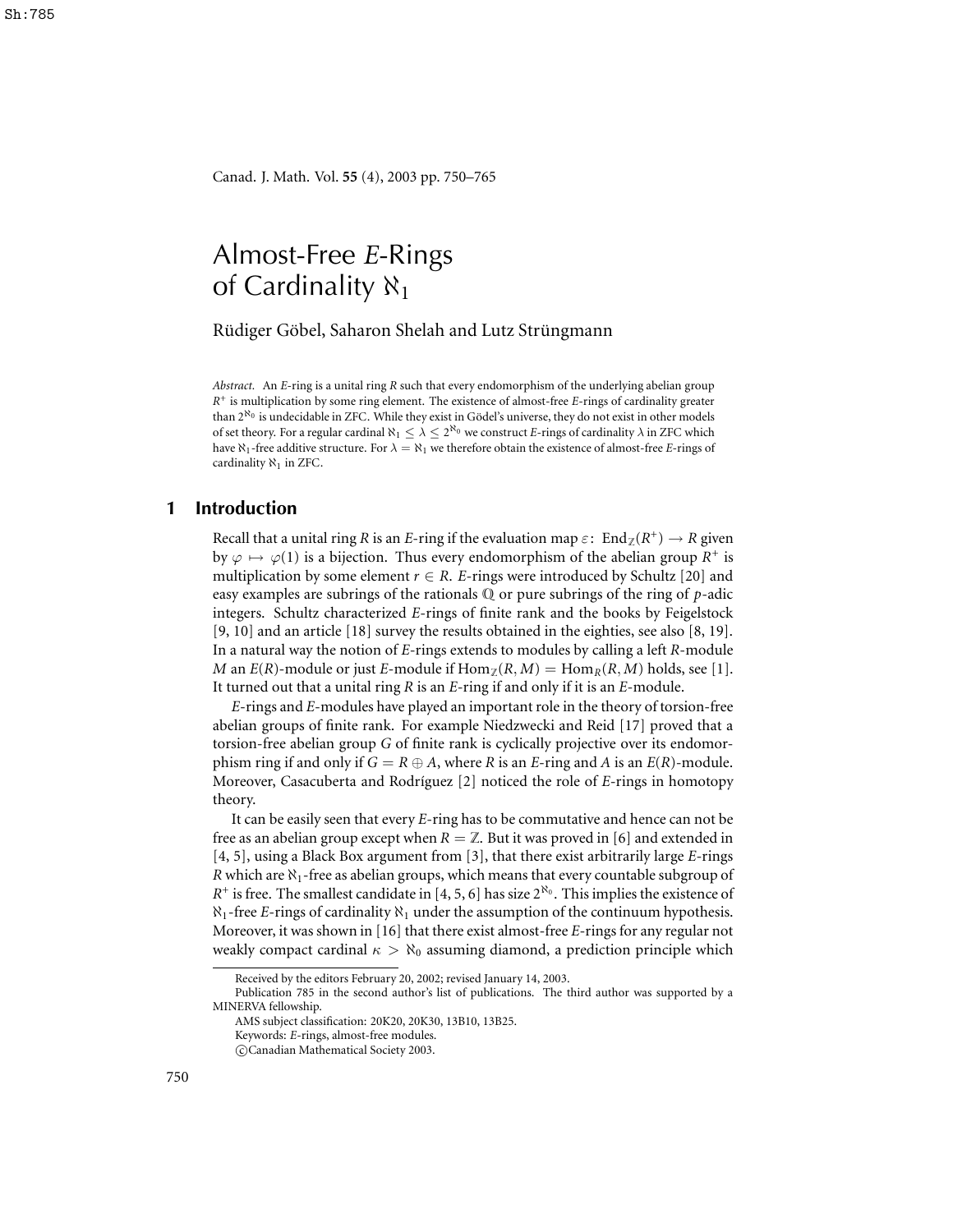# Almost-Free $E$-Rings of Cardinality $\aleph_1$

Rüdiger Göbel, Saharon Shelah and Lutz Strüngmann

*Abstract.* An $E$-ring is a unital ring $R$ such that every endomorphism of the underlying abelian group $R^+$ is multiplication by some ring element. The existence of almost-free $E$-rings of cardinality greater than $2^{\aleph_0}$ is undecidable in ZFC. While they exist in Gödel's universe, they do not exist in other models of set theory. For a regular cardinal $\aleph_1 \leq \lambda \leq 2^{\aleph_0}$ we construct $E$-rings of cardinality $\lambda$ in ZFC which have $\aleph_1$-free additive structure. For $\lambda = \aleph_1$ we therefore obtain the existence of almost-free $E$-rings of cardinality $\aleph_1$ in ZFC.

## 1 Introduction

Recall that a unital ring $R$ is an $E$-ring if the evaluation map $\varepsilon\colon \operatorname{End}_{\mathbb{Z}}(R^+) \to R$ given by $\varphi \mapsto \varphi(1)$ is a bijection. Thus every endomorphism of the abelian group $R^+$ is multiplication by some element $r \in R$. $E$-rings were introduced by Schultz [20] and easy examples are subrings of the rationals $\mathbb{Q}$ or pure subrings of the ring of $p$-adic integers. Schultz characterized $E$-rings of finite rank and the books by Feigelstock [9, 10] and an article [18] survey the results obtained in the eighties, see also [8, 19]. In a natural way the notion of $E$-rings extends to modules by calling a left $R$-module $M$ an $E(R)$-module or just $E$-module if $\operatorname{Hom}_{\mathbb{Z}}(R, M) = \operatorname{Hom}_R(R, M)$ holds, see [1]. It turned out that a unital ring $R$ is an $E$-ring if and only if it is an $E$-module.

$E$-rings and $E$-modules have played an important role in the theory of torsion-free abelian groups of finite rank. For example Niedzwecki and Reid [17] proved that a torsion-free abelian group $G$ of finite rank is cyclically projective over its endomorphism ring if and only if $G = R \oplus A$, where $R$ is an $E$-ring and $A$ is an $E(R)$-module. Moreover, Casacuberta and Rodríguez [2] noticed the role of $E$-rings in homotopy theory.

It can be easily seen that every $E$-ring has to be commutative and hence can not be free as an abelian group except when $R = \mathbb{Z}$. But it was proved in [6] and extended in [4, 5], using a Black Box argument from [3], that there exist arbitrarily large $E$-rings $R$ which are $\aleph_1$-free as abelian groups, which means that every countable subgroup of $R^+$ is free. The smallest candidate in [4, 5, 6] has size $2^{\aleph_0}$. This implies the existence of $\aleph_1$-free $E$-rings of cardinality $\aleph_1$ under the assumption of the continuum hypothesis. Moreover, it was shown in [16] that there exist almost-free $E$-rings for any regular not weakly compact cardinal $\kappa > \aleph_0$ assuming diamond, a prediction principle which

---

Received by the editors February 20, 2002; revised January 14, 2003.

Publication 785 in the second author's list of publications. The third author was supported by a MINERVA fellowship.

AMS subject classification: 20K20, 20K30, 13B10, 13B25.

Keywords: $E$-rings, almost-free modules.

©Canadian Mathematical Society 2003.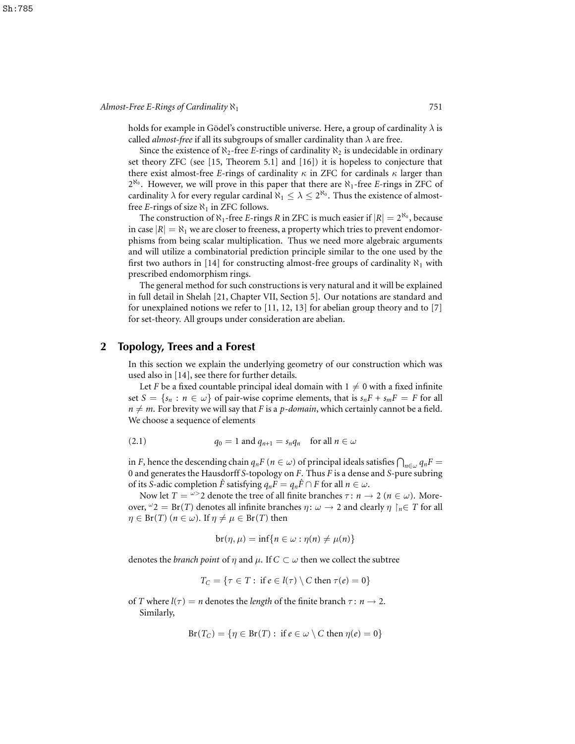holds for example in Gödel's constructible universe. Here, a group of cardinality $\lambda$ is called *almost-free* if all its subgroups of smaller cardinality than $\lambda$ are free.

Since the existence of $\aleph_2$-free *E*-rings of cardinality $\aleph_2$ is undecidable in ordinary set theory ZFC (see [15, Theorem 5.1] and [16]) it is hopeless to conjecture that there exist almost-free *E*-rings of cardinality $\kappa$ in ZFC for cardinals $\kappa$ larger than $2^{\aleph_0}$. However, we will prove in this paper that there are $\aleph_1$-free *E*-rings in ZFC of cardinality $\lambda$ for every regular cardinal $\aleph_1 \leq \lambda \leq 2^{\aleph_0}$. Thus the existence of almost-free *E*-rings of size $\aleph_1$ in ZFC follows.

The construction of $\aleph_1$-free *E*-rings $R$ in ZFC is much easier if $|R| = 2^{\aleph_0}$, because in case $|R| = \aleph_1$ we are closer to freeness, a property which tries to prevent endomorphisms from being scalar multiplication. Thus we need more algebraic arguments and will utilize a combinatorial prediction principle similar to the one used by the first two authors in [14] for constructing almost-free groups of cardinality $\aleph_1$ with prescribed endomorphism rings.

The general method for such constructions is very natural and it will be explained in full detail in Shelah [21, Chapter VII, Section 5]. Our notations are standard and for unexplained notions we refer to [11, 12, 13] for abelian group theory and to [7] for set-theory. All groups under consideration are abelian.

## 2 Topology, Trees and a Forest

In this section we explain the underlying geometry of our construction which was used also in [14], see there for further details.

Let $F$ be a fixed countable principal ideal domain with $1 \neq 0$ with a fixed infinite set $S = \{s_n : n \in \omega\}$ of pair-wise coprime elements, that is $s_nF + s_mF = F$ for all $n \neq m$. For brevity we will say that $F$ is a *p-domain*, which certainly cannot be a field. We choose a sequence of elements

$$q_0 = 1 \text{ and } q_{n+1} = s_n q_n \quad \text{for all } n \in \omega \tag{2.1}$$

in $F$, hence the descending chain $q_nF$ $(n \in \omega)$ of principal ideals satisfies $\bigcap_{n\in\omega} q_nF = 0$ and generates the Hausdorff $S$-topology on $F$. Thus $F$ is a dense and $S$-pure subring of its $S$-adic completion $\hat{F}$ satisfying $q_nF = q_n\hat{F} \cap F$ for all $n \in \omega$.

Now let $T = {}^{\omega>}2$ denote the tree of all finite branches $\tau \colon n \to 2$ $(n \in \omega)$. Moreover, ${}^{\omega}2 = \mathrm{Br}(T)$ denotes all infinite branches $\eta \colon \omega \to 2$ and clearly $\eta \restriction_n \in T$ for all $\eta \in \mathrm{Br}(T)$ $(n \in \omega)$. If $\eta \neq \mu \in \mathrm{Br}(T)$ then

$$\mathrm{br}(\eta, \mu) = \inf\{n \in \omega : \eta(n) \neq \mu(n)\}$$

denotes the *branch point* of $\eta$ and $\mu$. If $C \subset \omega$ then we collect the subtree

$$T_C = \{\tau \in T : \text{ if } e \in l(\tau) \setminus C \text{ then } \tau(e) = 0\}$$

of $T$ where $l(\tau) = n$ denotes the *length* of the finite branch $\tau \colon n \to 2$.

Similarly,

$$\mathrm{Br}(T_C) = \{\eta \in \mathrm{Br}(T) : \text{ if } e \in \omega \setminus C \text{ then } \eta(e) = 0\}$$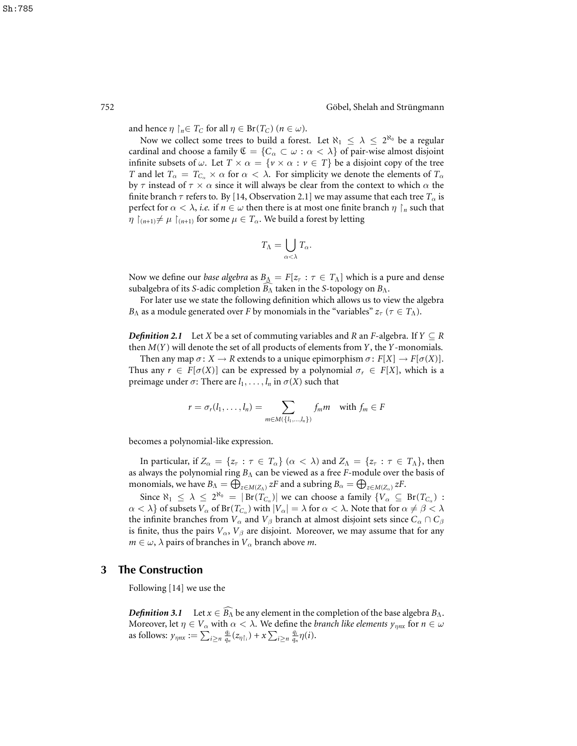and hence $\eta\restriction_n \in T_C$ for all $\eta \in \mathrm{Br}(T_C)$ ($n \in \omega$).

Now we collect some trees to build a forest. Let $\aleph_1 \leq \lambda \leq 2^{\aleph_0}$ be a regular cardinal and choose a family $\mathfrak{C} = \{C_\alpha \subset \omega : \alpha < \lambda\}$ of pair-wise almost disjoint infinite subsets of $\omega$. Let $T \times \alpha = \{v \times \alpha : v \in T\}$ be a disjoint copy of the tree $T$ and let $T_\alpha = T_{C_\alpha} \times \alpha$ for $\alpha < \lambda$. For simplicity we denote the elements of $T_\alpha$ by $\tau$ instead of $\tau \times \alpha$ since it will always be clear from the context to which $\alpha$ the finite branch $\tau$ refers to. By [14, Observation 2.1] we may assume that each tree $T_\alpha$ is perfect for $\alpha < \lambda$, *i.e.* if $n \in \omega$ then there is at most one finite branch $\eta\restriction_n$ such that $\eta\restriction_{(n+1)} \neq \mu\restriction_{(n+1)}$ for some $\mu \in T_\alpha$. We build a forest by letting

$$T_\Lambda = \bigcup_{\alpha<\lambda} T_\alpha.$$

Now we define our *base algebra* as $B_\Lambda = F[z_\tau : \tau \in T_\Lambda]$ which is a pure and dense subalgebra of its $S$-adic completion $\widehat{B_\Lambda}$ taken in the $S$-topology on $B_\Lambda$.

For later use we state the following definition which allows us to view the algebra $B_\Lambda$ as a module generated over $F$ by monomials in the "variables" $z_\tau$ ($\tau \in T_\Lambda$).

***Definition 2.1*** Let $X$ be a set of commuting variables and $R$ an $F$-algebra. If $Y \subseteq R$ then $M(Y)$ will denote the set of all products of elements from $Y$, the $Y$-monomials.

Then any map $\sigma \colon X \to R$ extends to a unique epimorphism $\sigma \colon F[X] \to F[\sigma(X)]$. Thus any $r \in F[\sigma(X)]$ can be expressed by a polynomial $\sigma_r \in F[X]$, which is a preimage under $\sigma$: There are $l_1, \ldots, l_n$ in $\sigma(X)$ such that

$$r = \sigma_r(l_1, \ldots, l_n) = \sum_{m \in M(\{l_1,\ldots,l_n\})} f_m m \quad \text{with } f_m \in F$$

becomes a polynomial-like expression.

In particular, if $Z_\alpha = \{z_\tau : \tau \in T_\alpha\}$ ($\alpha < \lambda$) and $Z_\Lambda = \{z_\tau : \tau \in T_\Lambda\}$, then as always the polynomial ring $B_\Lambda$ can be viewed as a free $F$-module over the basis of monomials, we have $B_\Lambda = \bigoplus_{z \in M(Z_\Lambda)} zF$ and a subring $B_\alpha = \bigoplus_{z \in M(Z_\alpha)} zF$.

Since $\aleph_1 \leq \lambda \leq 2^{\aleph_0} = |\mathrm{Br}(T_{C_\alpha})|$ we can choose a family $\{V_\alpha \subseteq \mathrm{Br}(T_{C_\alpha}) : \alpha < \lambda\}$ of subsets $V_\alpha$ of $\mathrm{Br}(T_{C_\alpha})$ with $|V_\alpha| = \lambda$ for $\alpha < \lambda$. Note that for $\alpha \neq \beta < \lambda$ the infinite branches from $V_\alpha$ and $V_\beta$ branch at almost disjoint sets since $C_\alpha \cap C_\beta$ is finite, thus the pairs $V_\alpha$, $V_\beta$ are disjoint. Moreover, we may assume that for any $m \in \omega$, $\lambda$ pairs of branches in $V_\alpha$ branch above $m$.

## 3 The Construction

Following [14] we use the

***Definition 3.1*** Let $x \in \widehat{B_\Lambda}$ be any element in the completion of the base algebra $B_\Lambda$. Moreover, let $\eta \in V_\alpha$ with $\alpha < \lambda$. We define the *branch like elements* $y_{\eta n x}$ for $n \in \omega$ as follows: $y_{\eta n x} := \sum_{i \geq n} \frac{q_i}{q_n}(z_{\eta\restriction_i}) + x \sum_{i \geq n} \frac{q_i}{q_n}\eta(i)$.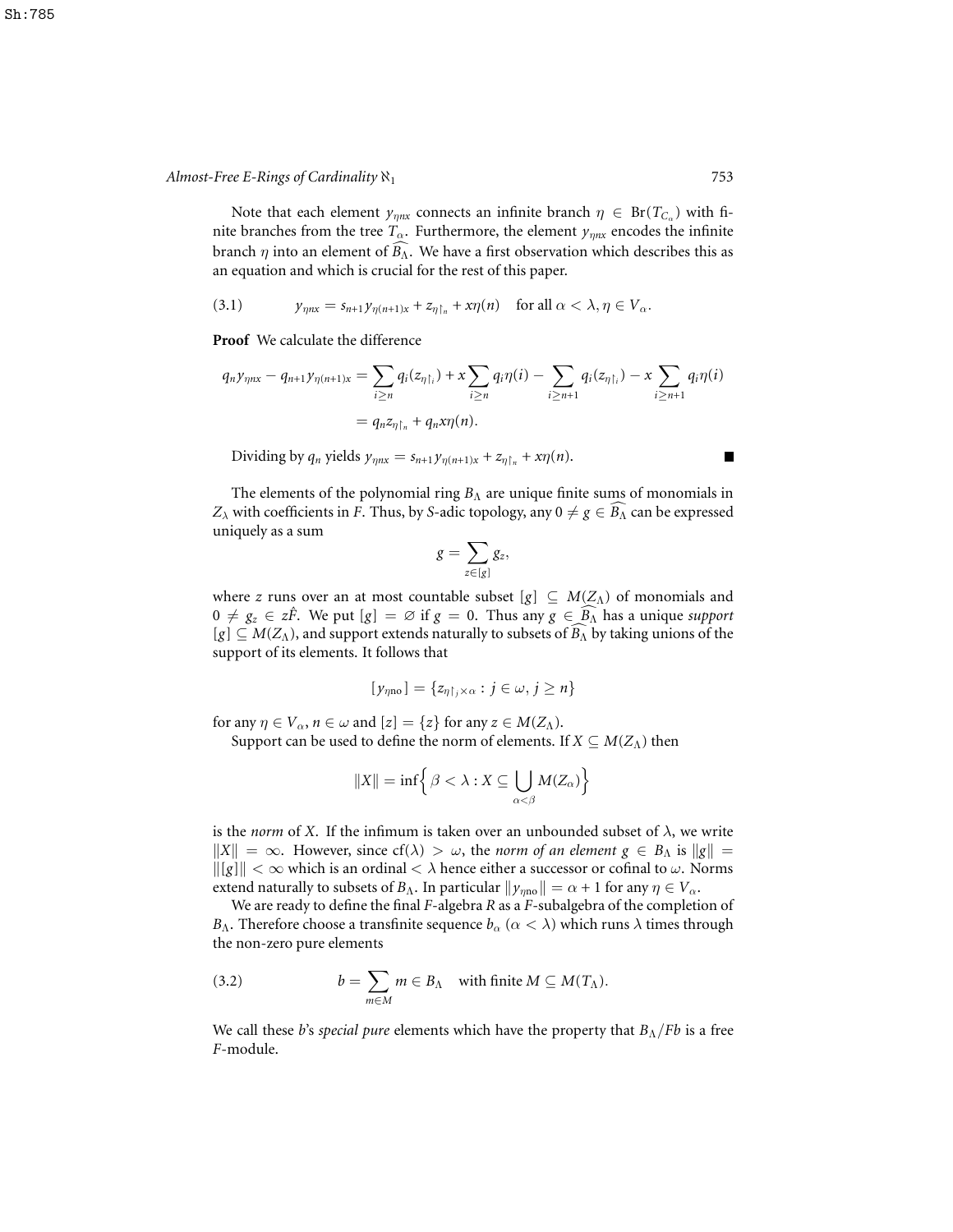Note that each element $y_{\eta n x}$ connects an infinite branch $\eta \in \mathrm{Br}(T_{C_\alpha})$ with finite branches from the tree $T_\alpha$. Furthermore, the element $y_{\eta n x}$ encodes the infinite branch $\eta$ into an element of $\widehat{B_\Lambda}$. We have a first observation which describes this as an equation and which is crucial for the rest of this paper.

$$y_{\eta n x} = s_{n+1} y_{\eta(n+1)x} + z_{\eta\restriction_n} + x\eta(n) \quad \text{for all } \alpha < \lambda, \eta \in V_\alpha. \tag{3.1}$$

**Proof** We calculate the difference

$$\begin{aligned} q_n y_{\eta n x} - q_{n+1} y_{\eta(n+1)x} &= \sum_{i \geq n} q_i(z_{\eta\restriction_i}) + x \sum_{i \geq n} q_i \eta(i) - \sum_{i \geq n+1} q_i(z_{\eta\restriction_i}) - x \sum_{i \geq n+1} q_i \eta(i) \\ &= q_n z_{\eta\restriction_n} + q_n x \eta(n). \end{aligned}$$

Dividing by $q_n$ yields $y_{\eta n x} = s_{n+1} y_{\eta(n+1)x} + z_{\eta\restriction_n} + x\eta(n)$. ∎

The elements of the polynomial ring $B_\Lambda$ are unique finite sums of monomials in $Z_\lambda$ with coefficients in $F$. Thus, by $S$-adic topology, any $0 \neq g \in \widehat{B_\Lambda}$ can be expressed uniquely as a sum

$$g = \sum_{z \in [g]} g_z,$$

where $z$ runs over an at most countable subset $[g] \subseteq M(Z_\Lambda)$ of monomials and $0 \neq g_z \in z\hat{F}$. We put $[g] = \varnothing$ if $g = 0$. Thus any $g \in \widehat{B_\Lambda}$ has a unique *support* $[g] \subseteq M(Z_\Lambda)$, and support extends naturally to subsets of $\widehat{B_\Lambda}$ by taking unions of the support of its elements. It follows that

$$[y_{\eta n o}] = \{z_{\eta\restriction_j \times \alpha} : j \in \omega, j \geq n\}$$

for any $\eta \in V_\alpha$, $n \in \omega$ and $[z] = \{z\}$ for any $z \in M(Z_\Lambda)$.

Support can be used to define the norm of elements. If $X \subseteq M(Z_\Lambda)$ then

$$\|X\| = \inf\Big\{ \beta < \lambda : X \subseteq \bigcup_{\alpha < \beta} M(Z_\alpha) \Big\}$$

is the *norm* of $X$. If the infimum is taken over an unbounded subset of $\lambda$, we write $\|X\| = \infty$. However, since $\mathrm{cf}(\lambda) > \omega$, the *norm of an element* $g \in B_\Lambda$ is $\|g\| = \|[g]\| < \infty$ which is an ordinal $< \lambda$ hence either a successor or cofinal to $\omega$. Norms extend naturally to subsets of $B_\Lambda$. In particular $\|y_{\eta n o}\| = \alpha + 1$ for any $\eta \in V_\alpha$.

We are ready to define the final $F$-algebra $R$ as a $F$-subalgebra of the completion of $B_\Lambda$. Therefore choose a transfinite sequence $b_\alpha$ $(\alpha < \lambda)$ which runs $\lambda$ times through the non-zero pure elements

$$b = \sum_{m \in M} m \in B_\Lambda \quad \text{with finite } M \subseteq M(T_\Lambda). \tag{3.2}$$

We call these $b$'s *special pure* elements which have the property that $B_\Lambda/Fb$ is a free $F$-module.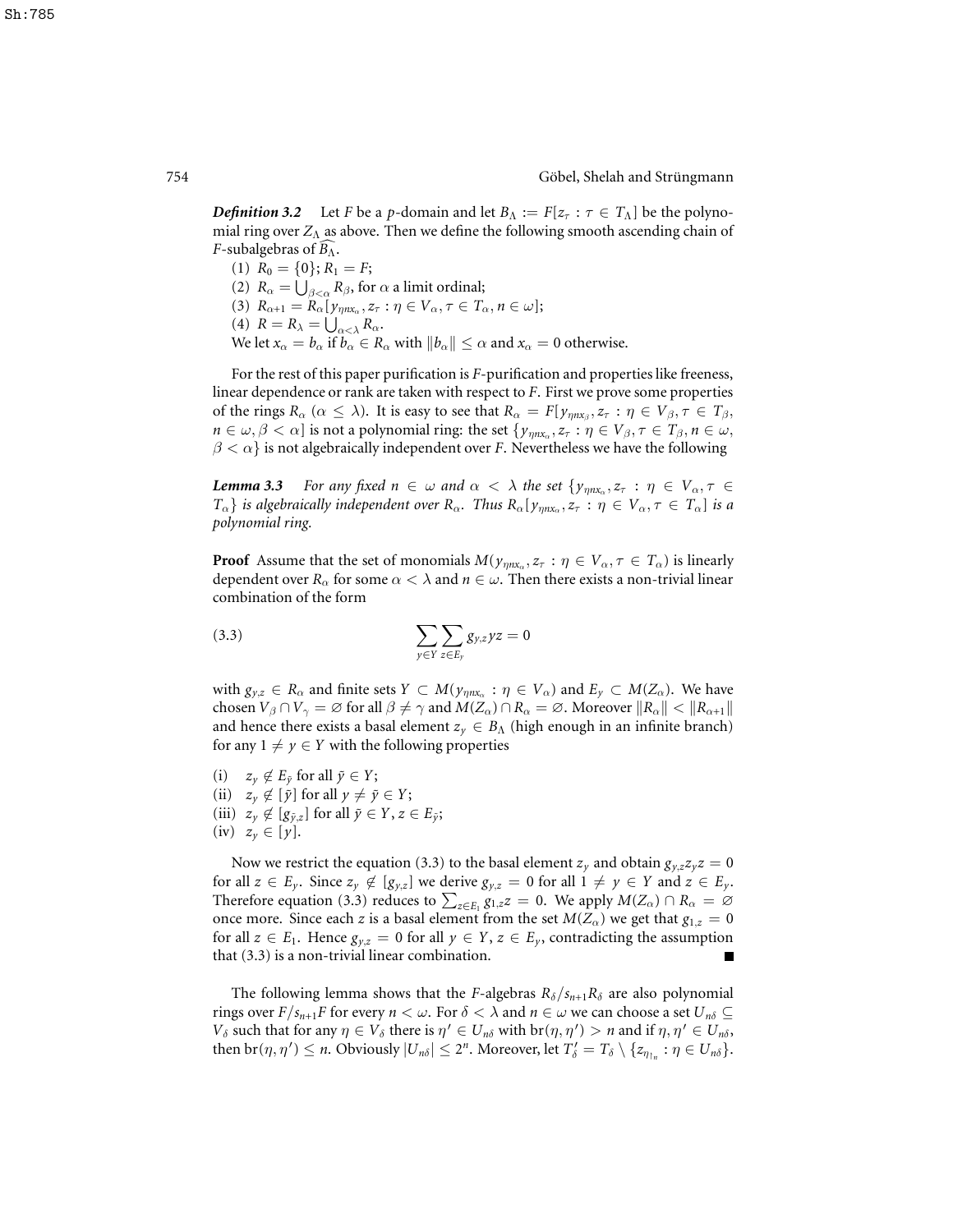***Definition 3.2*** Let $F$ be a $p$-domain and let $B_\Lambda := F[z_\tau : \tau \in T_\Lambda]$ be the polynomial ring over $Z_\Lambda$ as above. Then we define the following smooth ascending chain of $F$-subalgebras of $\widehat{B_\Lambda}$.

(1) $R_0 = \{0\}$; $R_1 = F$;

(2) $R_\alpha = \bigcup_{\beta<\alpha} R_\beta$, for $\alpha$ a limit ordinal;

(3) $R_{\alpha+1} = R_\alpha[y_{\eta n x_\alpha}, z_\tau : \eta \in V_\alpha, \tau \in T_\alpha, n \in \omega]$;

(4) $R = R_\lambda = \bigcup_{\alpha<\lambda} R_\alpha$.

We let $x_\alpha = b_\alpha$ if $b_\alpha \in R_\alpha$ with $\|b_\alpha\| \leq \alpha$ and $x_\alpha = 0$ otherwise.

For the rest of this paper purification is $F$-purification and properties like freeness, linear dependence or rank are taken with respect to $F$. First we prove some properties of the rings $R_\alpha$ ($\alpha \leq \lambda$). It is easy to see that $R_\alpha = F[y_{\eta n x_\beta}, z_\tau : \eta \in V_\beta, \tau \in T_\beta, n \in \omega, \beta < \alpha]$ is not a polynomial ring: the set $\{y_{\eta n x_\alpha}, z_\tau : \eta \in V_\beta, \tau \in T_\beta, n \in \omega, \beta < \alpha\}$ is not algebraically independent over $F$. Nevertheless we have the following

***Lemma 3.3*** *For any fixed $n \in \omega$ and $\alpha < \lambda$ the set $\{y_{\eta n x_\alpha}, z_\tau : \eta \in V_\alpha, \tau \in T_\alpha\}$ is algebraically independent over $R_\alpha$. Thus $R_\alpha[y_{\eta n x_\alpha}, z_\tau : \eta \in V_\alpha, \tau \in T_\alpha]$ is a polynomial ring.*

**Proof** Assume that the set of monomials $M(y_{\eta n x_\alpha}, z_\tau : \eta \in V_\alpha, \tau \in T_\alpha)$ is linearly dependent over $R_\alpha$ for some $\alpha < \lambda$ and $n \in \omega$. Then there exists a non-trivial linear combination of the form

$$\sum_{y\in Y}\sum_{z\in E_y} g_{y,z} yz = 0 \tag{3.3}$$

with $g_{y,z} \in R_\alpha$ and finite sets $Y \subset M(y_{\eta n x_\alpha} : \eta \in V_\alpha)$ and $E_y \subset M(Z_\alpha)$. We have chosen $V_\beta \cap V_\gamma = \varnothing$ for all $\beta \neq \gamma$ and $M(Z_\alpha) \cap R_\alpha = \varnothing$. Moreover $\|R_\alpha\| < \|R_{\alpha+1}\|$ and hence there exists a basal element $z_y \in B_\Lambda$ (high enough in an infinite branch) for any $1 \neq y \in Y$ with the following properties

(i) $z_y \notin E_{\bar{y}}$ for all $\bar{y} \in Y$;

(ii) $z_y \notin [\bar{y}]$ for all $y \neq \bar{y} \in Y$;

(iii) $z_y \notin [g_{\bar{y},z}]$ for all $\bar{y} \in Y, z \in E_{\bar{y}}$;

(iv) $z_y \in [y]$.

Now we restrict the equation (3.3) to the basal element $z_y$ and obtain $g_{y,z} z_y z = 0$ for all $z \in E_y$. Since $z_y \notin [g_{y,z}]$ we derive $g_{y,z} = 0$ for all $1 \neq y \in Y$ and $z \in E_y$. Therefore equation (3.3) reduces to $\sum_{z\in E_1} g_{1,z} z = 0$. We apply $M(Z_\alpha) \cap R_\alpha = \varnothing$ once more. Since each $z$ is a basal element from the set $M(Z_\alpha)$ we get that $g_{1,z} = 0$ for all $z \in E_1$. Hence $g_{y,z} = 0$ for all $y \in Y, z \in E_y$, contradicting the assumption that (3.3) is a non-trivial linear combination. ■

The following lemma shows that the $F$-algebras $R_\delta / s_{n+1} R_\delta$ are also polynomial rings over $F/s_{n+1}F$ for every $n < \omega$. For $\delta < \lambda$ and $n \in \omega$ we can choose a set $U_{n\delta} \subseteq V_\delta$ such that for any $\eta \in V_\delta$ there is $\eta' \in U_{n\delta}$ with $\operatorname{br}(\eta, \eta') > n$ and if $\eta, \eta' \in U_{n\delta}$, then $\operatorname{br}(\eta, \eta') \leq n$. Obviously $|U_{n\delta}| \leq 2^n$. Moreover, let $T'_\delta = T_\delta \setminus \{z_{\eta\restriction_n} : \eta \in U_{n\delta}\}$.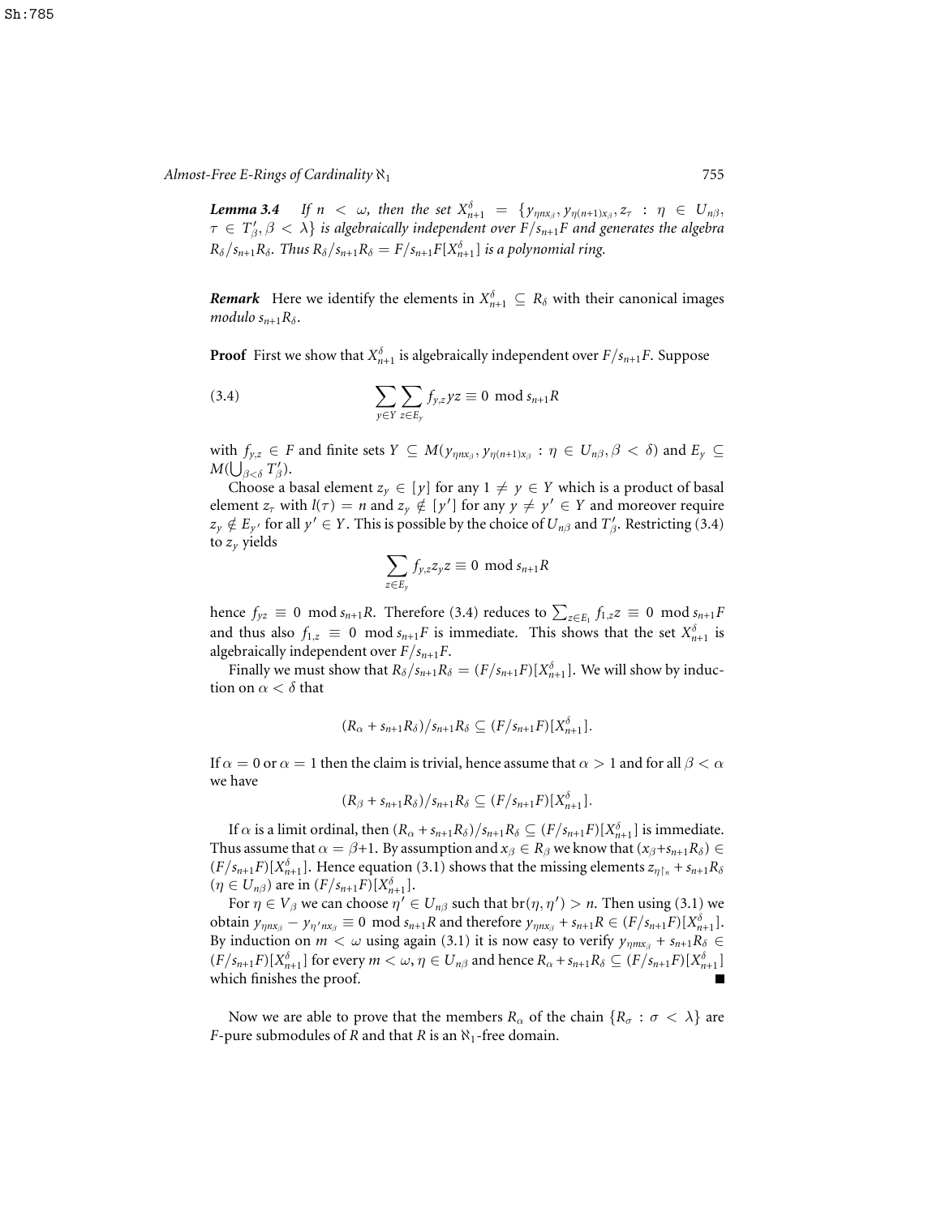**Lemma 3.4** *If $n < \omega$, then the set $X^\delta_{n+1} = \{y_{\eta n x_\beta}, y_{\eta(n+1)x_\beta}, z_\tau : \eta \in U_{n\beta}, \tau \in T'_\beta, \beta < \lambda\}$ is algebraically independent over $F/s_{n+1}F$ and generates the algebra $R_\delta/s_{n+1}R_\delta$. Thus $R_\delta/s_{n+1}R_\delta = F/s_{n+1}F[X^\delta_{n+1}]$ is a polynomial ring.*

**Remark** Here we identify the elements in $X^\delta_{n+1} \subseteq R_\delta$ with their canonical images *modulo* $s_{n+1}R_\delta$.

**Proof** First we show that $X^\delta_{n+1}$ is algebraically independent over $F/s_{n+1}F$. Suppose

$$\sum_{y \in Y} \sum_{z \in E_y} f_{y,z} yz \equiv 0 \mod s_{n+1}R \tag{3.4}$$

with $f_{y,z} \in F$ and finite sets $Y \subseteq M(y_{\eta n x_\beta}, y_{\eta(n+1)x_\beta} : \eta \in U_{n\beta}, \beta < \delta)$ and $E_y \subseteq M(\bigcup_{\beta<\delta} T'_\beta)$.

Choose a basal element $z_y \in [y]$ for any $1 \neq y \in Y$ which is a product of basal element $z_\tau$ with $l(\tau) = n$ and $z_y \notin [y']$ for any $y \neq y' \in Y$ and moreover require $z_y \notin E_{y'}$ for all $y' \in Y$. This is possible by the choice of $U_{n\beta}$ and $T'_\beta$. Restricting (3.4) to $z_y$ yields

$$\sum_{z \in E_y} f_{y,z} z_y z \equiv 0 \mod s_{n+1}R$$

hence $f_{yz} \equiv 0 \mod s_{n+1}R$. Therefore (3.4) reduces to $\sum_{z \in E_1} f_{1,z} z \equiv 0 \mod s_{n+1}F$ and thus also $f_{1,z} \equiv 0 \mod s_{n+1}F$ is immediate. This shows that the set $X^\delta_{n+1}$ is algebraically independent over $F/s_{n+1}F$.

Finally we must show that $R_\delta/s_{n+1}R_\delta = (F/s_{n+1}F)[X^\delta_{n+1}]$. We will show by induction on $\alpha < \delta$ that

$$(R_\alpha + s_{n+1}R_\delta)/s_{n+1}R_\delta \subseteq (F/s_{n+1}F)[X^\delta_{n+1}].$$

If $\alpha = 0$ or $\alpha = 1$ then the claim is trivial, hence assume that $\alpha > 1$ and for all $\beta < \alpha$ we have

$$(R_\beta + s_{n+1}R_\delta)/s_{n+1}R_\delta \subseteq (F/s_{n+1}F)[X^\delta_{n+1}].$$

If $\alpha$ is a limit ordinal, then $(R_\alpha + s_{n+1}R_\delta)/s_{n+1}R_\delta \subseteq (F/s_{n+1}F)[X^\delta_{n+1}]$ is immediate. Thus assume that $\alpha = \beta+1$. By assumption and $x_\beta \in R_\beta$ we know that $(x_\beta + s_{n+1}R_\delta) \in (F/s_{n+1}F)[X^\delta_{n+1}]$. Hence equation (3.1) shows that the missing elements $z_{\eta\restriction_n} + s_{n+1}R_\delta$ ($\eta \in U_{n\beta}$) are in $(F/s_{n+1}F)[X^\delta_{n+1}]$.

For $\eta \in V_\beta$ we can choose $\eta' \in U_{n\beta}$ such that $\mathrm{br}(\eta, \eta') > n$. Then using (3.1) we obtain $y_{\eta n x_\beta} - y_{\eta' n x_\beta} \equiv 0 \mod s_{n+1}R$ and therefore $y_{\eta n x_\beta} + s_{n+1}R \in (F/s_{n+1}F)[X^\delta_{n+1}]$. By induction on $m < \omega$ using again (3.1) it is now easy to verify $y_{\eta m x_\beta} + s_{n+1}R_\delta \in (F/s_{n+1}F)[X^\delta_{n+1}]$ for every $m < \omega$, $\eta \in U_{n\beta}$ and hence $R_\alpha + s_{n+1}R_\delta \subseteq (F/s_{n+1}F)[X^\delta_{n+1}]$ which finishes the proof. ∎

Now we are able to prove that the members $R_\alpha$ of the chain $\{R_\sigma : \sigma < \lambda\}$ are $F$-pure submodules of $R$ and that $R$ is an $\aleph_1$-free domain.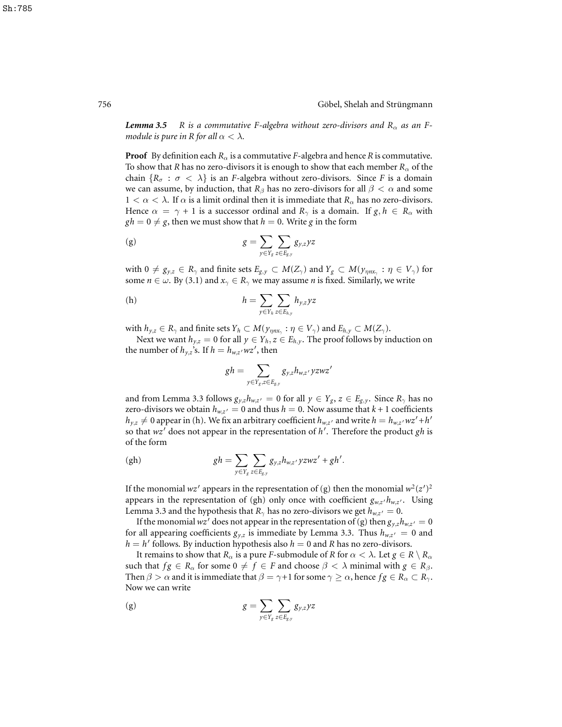***Lemma 3.5*** *$R$ is a commutative $F$-algebra without zero-divisors and $R_\alpha$ as an $F$-module is pure in $R$ for all $\alpha < \lambda$.*

**Proof** By definition each $R_\alpha$ is a commutative $F$-algebra and hence $R$ is commutative. To show that $R$ has no zero-divisors it is enough to show that each member $R_\alpha$ of the chain $\{R_\sigma : \sigma < \lambda\}$ is an $F$-algebra without zero-divisors. Since $F$ is a domain we can assume, by induction, that $R_\beta$ has no zero-divisors for all $\beta < \alpha$ and some $1 < \alpha < \lambda$. If $\alpha$ is a limit ordinal then it is immediate that $R_\alpha$ has no zero-divisors. Hence $\alpha = \gamma + 1$ is a successor ordinal and $R_\gamma$ is a domain. If $g, h \in R_\alpha$ with $gh = 0 \neq g$, then we must show that $h = 0$. Write $g$ in the form

$$g = \sum_{y \in Y_g} \sum_{z \in E_{g,y}} g_{y,z} yz \tag{g}$$

with $0 \neq g_{y,z} \in R_\gamma$ and finite sets $E_{g,y} \subset M(Z_\gamma)$ and $Y_g \subset M(y_{\eta n x_\gamma} : \eta \in V_\gamma)$ for some $n \in \omega$. By (3.1) and $x_\gamma \in R_\gamma$ we may assume $n$ is fixed. Similarly, we write

$$h = \sum_{y \in Y_h} \sum_{z \in E_{h,y}} h_{y,z} yz \tag{h}$$

with $h_{y,z} \in R_\gamma$ and finite sets $Y_h \subset M(y_{\eta n x_\gamma} : \eta \in V_\gamma)$ and $E_{h,y} \subset M(Z_\gamma)$.

Next we want $h_{y,z} = 0$ for all $y \in Y_h, z \in E_{h,y}$. The proof follows by induction on the number of $h_{y,z}$'s. If $h = h_{w,z'} wz'$, then

$$gh = \sum_{y \in Y_g, z \in E_{g,y}} g_{y,z} h_{w,z'} yzwz'$$

and from Lemma 3.3 follows $g_{y,z} h_{w,z'} = 0$ for all $y \in Y_g$, $z \in E_{g,y}$. Since $R_\gamma$ has no zero-divisors we obtain $h_{w,z'} = 0$ and thus $h = 0$. Now assume that $k+1$ coefficients $h_{y,z} \neq 0$ appear in (h). We fix an arbitrary coefficient $h_{w,z'}$ and write $h = h_{w,z'} wz' + h'$ so that $wz'$ does not appear in the representation of $h'$. Therefore the product $gh$ is of the form

$$gh = \sum_{y \in Y_g} \sum_{z \in E_{g,y}} g_{y,z} h_{w,z'} yzwz' + gh'. \tag{gh}$$

If the monomial $wz'$ appears in the representation of (g) then the monomial $w^2(z')^2$ appears in the representation of (gh) only once with coefficient $g_{w,z'} h_{w,z'}$. Using Lemma 3.3 and the hypothesis that $R_\gamma$ has no zero-divisors we get $h_{w,z'} = 0$.

If the monomial $wz'$ does not appear in the representation of (g) then $g_{y,z} h_{w,z'} = 0$ for all appearing coefficients $g_{y,z}$ is immediate by Lemma 3.3. Thus $h_{w,z'} = 0$ and $h = h'$ follows. By induction hypothesis also $h = 0$ and $R$ has no zero-divisors.

It remains to show that $R_\alpha$ is a pure $F$-submodule of $R$ for $\alpha < \lambda$. Let $g \in R \setminus R_\alpha$ such that $fg \in R_\alpha$ for some $0 \neq f \in F$ and choose $\beta < \lambda$ minimal with $g \in R_\beta$. Then $\beta > \alpha$ and it is immediate that $\beta = \gamma + 1$ for some $\gamma \geq \alpha$, hence $fg \in R_\alpha \subset R_\gamma$. Now we can write

$$g = \sum_{y \in Y_g} \sum_{z \in E_{g,y}} g_{y,z} yz \tag{g}$$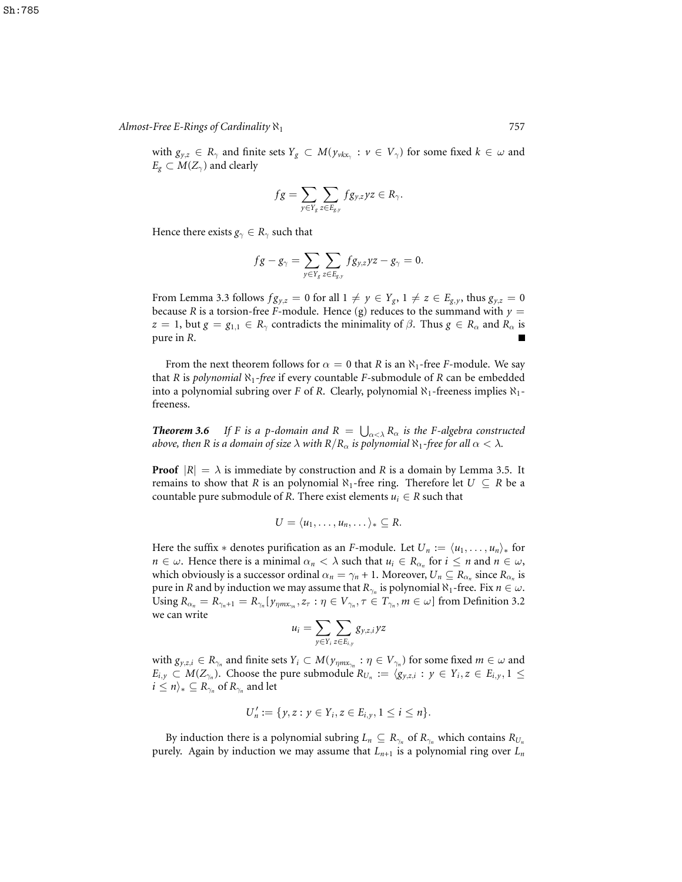with $g_{y,z} \in R_\gamma$ and finite sets $Y_g \subset M(y_{\nu k x_\gamma} : \nu \in V_\gamma)$ for some fixed $k \in \omega$ and $E_g \subset M(Z_\gamma)$ and clearly

$$fg = \sum_{y \in Y_g} \sum_{z \in E_{g,y}} f g_{y,z} yz \in R_\gamma.$$

Hence there exists $g_\gamma \in R_\gamma$ such that

$$fg - g_\gamma = \sum_{y \in Y_g} \sum_{z \in E_{g,y}} f g_{y,z} yz - g_\gamma = 0.$$

From Lemma 3.3 follows $fg_{y,z} = 0$ for all $1 \neq y \in Y_g$, $1 \neq z \in E_{g,y}$, thus $g_{y,z} = 0$ because $R$ is a torsion-free $F$-module. Hence (g) reduces to the summand with $y = z = 1$, but $g = g_{1,1} \in R_\gamma$ contradicts the minimality of $\beta$. Thus $g \in R_\alpha$ and $R_\alpha$ is pure in $R$. ∎

From the next theorem follows for $\alpha = 0$ that $R$ is an $\aleph_1$-free $F$-module. We say that $R$ is *polynomial* $\aleph_1$*-free* if every countable $F$-submodule of $R$ can be embedded into a polynomial subring over $F$ of $R$. Clearly, polynomial $\aleph_1$-freeness implies $\aleph_1$-freeness.

***Theorem 3.6*** *If $F$ is a $p$-domain and $R = \bigcup_{\alpha<\lambda} R_\alpha$ is the $F$-algebra constructed above, then $R$ is a domain of size $\lambda$ with $R/R_\alpha$ is polynomial $\aleph_1$-free for all $\alpha < \lambda$.*

**Proof** $|R| = \lambda$ is immediate by construction and $R$ is a domain by Lemma 3.5. It remains to show that $R$ is an polynomial $\aleph_1$-free ring. Therefore let $U \subseteq R$ be a countable pure submodule of $R$. There exist elements $u_i \in R$ such that

$$U = \langle u_1, \ldots, u_n, \ldots \rangle_* \subseteq R.$$

Here the suffix $*$ denotes purification as an $F$-module. Let $U_n := \langle u_1, \ldots, u_n \rangle_*$ for $n \in \omega$. Hence there is a minimal $\alpha_n < \lambda$ such that $u_i \in R_{\alpha_n}$ for $i \leq n$ and $n \in \omega$, which obviously is a successor ordinal $\alpha_n = \gamma_n + 1$. Moreover, $U_n \subseteq R_{\alpha_n}$ since $R_{\alpha_n}$ is pure in $R$ and by induction we may assume that $R_{\gamma_n}$ is polynomial $\aleph_1$-free. Fix $n \in \omega$. Using $R_{\alpha_n} = R_{\gamma_n+1} = R_{\gamma_n}[y_{\eta m x_{\gamma_n}}, z_\tau : \eta \in V_{\gamma_n}, \tau \in T_{\gamma_n}, m \in \omega]$ from Definition 3.2 we can write

$$u_i = \sum_{y \in Y_i} \sum_{z \in E_{i,y}} g_{y,z,i} yz$$

with $g_{y,z,i} \in R_{\gamma_n}$ and finite sets $Y_i \subset M(y_{\eta m x_{\gamma_n}} : \eta \in V_{\gamma_n})$ for some fixed $m \in \omega$ and $E_{i,y} \subset M(Z_{\gamma_n})$. Choose the pure submodule $R_{U_n} := \langle g_{y,z,i} : y \in Y_i, z \in E_{i,y}, 1 \leq i \leq n \rangle_* \subseteq R_{\gamma_n}$ of $R_{\gamma_n}$ and let

$$U'_n := \{y, z : y \in Y_i, z \in E_{i,y}, 1 \leq i \leq n\}.$$

By induction there is a polynomial subring $L_n \subseteq R_{\gamma_n}$ of $R_{\gamma_n}$ which contains $R_{U_n}$ purely. Again by induction we may assume that $L_{n+1}$ is a polynomial ring over $L_n$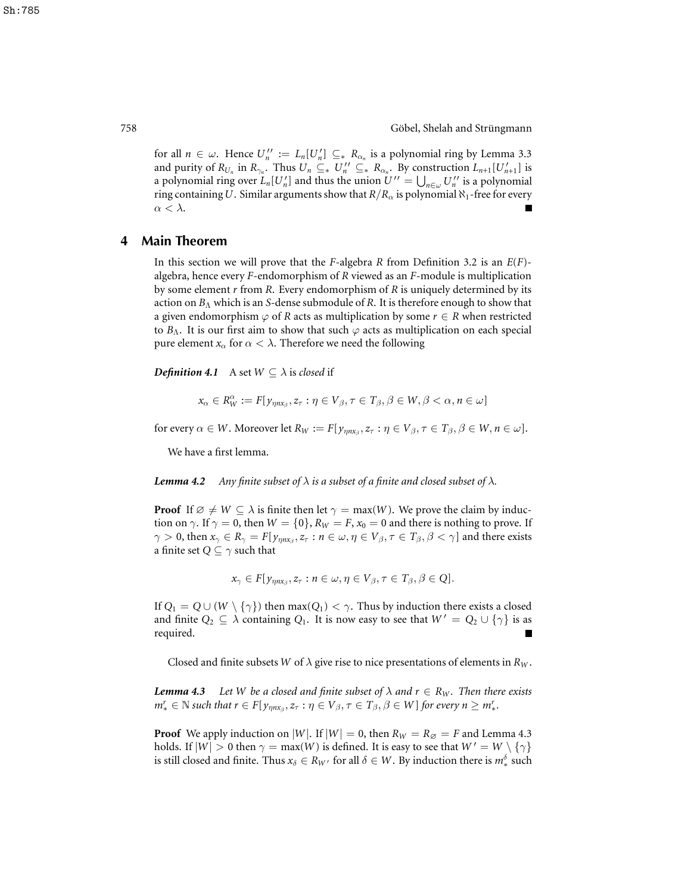for all $n \in \omega$. Hence $U_n'' := L_n[U_n'] \subseteq_* R_{\alpha_n}$ is a polynomial ring by Lemma 3.3 and purity of $R_{U_n}$ in $R_{\gamma_n}$. Thus $U_n \subseteq_* U_n'' \subseteq_* R_{\alpha_n}$. By construction $L_{n+1}[U_{n+1}']$ is a polynomial ring over $L_n[U_n']$ and thus the union $U'' = \bigcup_{n\in\omega} U_n''$ is a polynomial ring containing $U$. Similar arguments show that $R/R_\alpha$ is polynomial $\aleph_1$-free for every $\alpha < \lambda$. ■

## 4 Main Theorem

In this section we will prove that the $F$-algebra $R$ from Definition 3.2 is an $E(F)$-algebra, hence every $F$-endomorphism of $R$ viewed as an $F$-module is multiplication by some element $r$ from $R$. Every endomorphism of $R$ is uniquely determined by its action on $B_\Lambda$ which is an $S$-dense submodule of $R$. It is therefore enough to show that a given endomorphism $\varphi$ of $R$ acts as multiplication by some $r \in R$ when restricted to $B_\Lambda$. It is our first aim to show that such $\varphi$ acts as multiplication on each special pure element $x_\alpha$ for $\alpha < \lambda$. Therefore we need the following

***Definition 4.1*** A set $W \subseteq \lambda$ is *closed* if

$$x_\alpha \in R_W^\alpha := F[y_{\eta n x_\beta}, z_\tau : \eta \in V_\beta, \tau \in T_\beta, \beta \in W, \beta < \alpha, n \in \omega]$$

for every $\alpha \in W$. Moreover let $R_W := F[y_{\eta n x_\beta}, z_\tau : \eta \in V_\beta, \tau \in T_\beta, \beta \in W, n \in \omega]$.

We have a first lemma.

***Lemma 4.2*** *Any finite subset of $\lambda$ is a subset of a finite and closed subset of $\lambda$.*

**Proof** If $\varnothing \neq W \subseteq \lambda$ is finite then let $\gamma = \max(W)$. We prove the claim by induction on $\gamma$. If $\gamma = 0$, then $W = \{0\}$, $R_W = F$, $x_0 = 0$ and there is nothing to prove. If $\gamma > 0$, then $x_\gamma \in R_\gamma = F[y_{\eta n x_\beta}, z_\tau : n \in \omega, \eta \in V_\beta, \tau \in T_\beta, \beta < \gamma]$ and there exists a finite set $Q \subseteq \gamma$ such that

$$x_\gamma \in F[y_{\eta n x_\beta}, z_\tau : n \in \omega, \eta \in V_\beta, \tau \in T_\beta, \beta \in Q].$$

If $Q_1 = Q \cup (W \setminus \{\gamma\})$ then $\max(Q_1) < \gamma$. Thus by induction there exists a closed and finite $Q_2 \subseteq \lambda$ containing $Q_1$. It is now easy to see that $W' = Q_2 \cup \{\gamma\}$ is as required. ■

Closed and finite subsets $W$ of $\lambda$ give rise to nice presentations of elements in $R_W$.

***Lemma 4.3*** *Let $W$ be a closed and finite subset of $\lambda$ and $r \in R_W$. Then there exists $m_*^r \in \mathbb{N}$ such that $r \in F[y_{\eta n x_\beta}, z_\tau : \eta \in V_\beta, \tau \in T_\beta, \beta \in W]$ for every $n \geq m_*^r$.*

**Proof** We apply induction on $|W|$. If $|W| = 0$, then $R_W = R_\varnothing = F$ and Lemma 4.3 holds. If $|W| > 0$ then $\gamma = \max(W)$ is defined. It is easy to see that $W' = W \setminus \{\gamma\}$ is still closed and finite. Thus $x_\delta \in R_{W'}$ for all $\delta \in W$. By induction there is $m_*^\delta$ such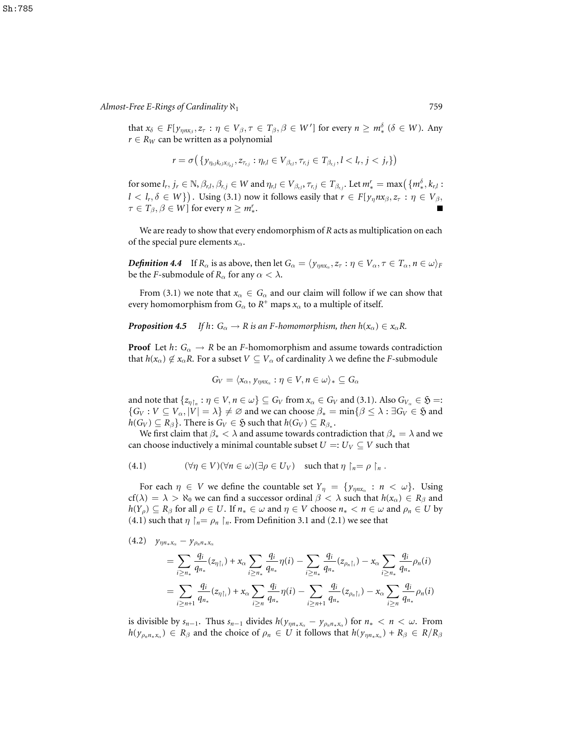that $x_\delta \in F[y_{\eta n x_\beta}, z_\tau : \eta \in V_\beta, \tau \in T_\beta, \beta \in W']$ for every $n \geq m^\delta_*$ ($\delta \in W$). Any $r \in R_W$ can be written as a polynomial

$$r = \sigma\big(\{y_{\eta_{r,l} k_{r,l} x_{\beta_{r,l}}}, z_{\tau_{r,j}} : \eta_{r,l} \in V_{\beta_{r,l}}, \tau_{r,j} \in T_{\beta_{r,j}}, l < l_r, j < j_r\}\big)$$

for some $l_r, j_r \in \mathbb{N}$, $\beta_{r,l}, \beta_{r,j} \in W$ and $\eta_{r,l} \in V_{\beta_{r,l}}, \tau_{r,j} \in T_{\beta_{r,j}}$. Let $m^r_* = \max\big(\{m^\delta_*, k_{r,l} : l < l_r, \delta \in W\}\big)$. Using (3.1) now it follows easily that $r \in F[y_\eta n x_\beta, z_\tau : \eta \in V_\beta, \tau \in T_\beta, \beta \in W]$ for every $n \geq m^r_*$. ∎

We are ready to show that every endomorphism of $R$ acts as multiplication on each of the special pure elements $x_\alpha$.

***Definition 4.4*** If $R_\alpha$ is as above, then let $G_\alpha = \langle y_{\eta n x_\alpha}, z_\tau : \eta \in V_\alpha, \tau \in T_\alpha, n \in \omega\rangle_F$ be the $F$-submodule of $R_\alpha$ for any $\alpha < \lambda$.

From (3.1) we note that $x_\alpha \in G_\alpha$ and our claim will follow if we can show that every homomorphism from $G_\alpha$ to $R^+$ maps $x_\alpha$ to a multiple of itself.

***Proposition 4.5*** *If $h\colon G_\alpha \to R$ is an $F$-homomorphism, then $h(x_\alpha) \in x_\alpha R$.*

**Proof** Let $h\colon G_\alpha \to R$ be an $F$-homomorphism and assume towards contradiction that $h(x_\alpha) \notin x_\alpha R$. For a subset $V \subseteq V_\alpha$ of cardinality $\lambda$ we define the $F$-submodule

$$G_V = \langle x_\alpha, y_{\eta n x_\alpha} : \eta \in V, n \in \omega\rangle_* \subseteq G_\alpha$$

and note that $\{z_{\eta\restriction_n} : \eta \in V, n \in \omega\} \subseteq G_V$ from $x_\alpha \in G_V$ and (3.1). Also $G_{V_\alpha} \in \mathfrak{H} =: \{G_V : V \subseteq V_\alpha, |V| = \lambda\} \neq \varnothing$ and we can choose $\beta_* = \min\{\beta \leq \lambda : \exists G_V \in \mathfrak{H}$ and $h(G_V) \subseteq R_\beta\}$. There is $G_V \in \mathfrak{H}$ such that $h(G_V) \subseteq R_{\beta_*}$.

We first claim that $\beta_* < \lambda$ and assume towards contradiction that $\beta_* = \lambda$ and we can choose inductively a minimal countable subset $U =: U_V \subseteq V$ such that

$$(\forall \eta \in V)(\forall n \in \omega)(\exists \rho \in U_V) \quad \text{such that } \eta\restriction_n = \rho\restriction_n. \tag{4.1}$$

For each $\eta \in V$ we define the countable set $Y_\eta = \{y_{\eta n x_\alpha} : n < \omega\}$. Using $\mathrm{cf}(\lambda) = \lambda > \aleph_0$ we can find a successor ordinal $\beta < \lambda$ such that $h(x_\alpha) \in R_\beta$ and $h(Y_\rho) \subseteq R_\beta$ for all $\rho \in U$. If $n_* \in \omega$ and $\eta \in V$ choose $n_* < n \in \omega$ and $\rho_n \in U$ by (4.1) such that $\eta\restriction_n = \rho_n\restriction_n$. From Definition 3.1 and (2.1) we see that

$$\begin{aligned}
(4.2)\quad & y_{\eta n_* x_\alpha} - y_{\rho_n n_* x_\alpha} \\
&= \sum_{i \geq n_*} \frac{q_i}{q_{n_*}}(z_{\eta\restriction_i}) + x_\alpha \sum_{i \geq n_*} \frac{q_i}{q_{n_*}}\eta(i) - \sum_{i \geq n_*} \frac{q_i}{q_{n_*}}(z_{\rho_n\restriction_i}) - x_\alpha \sum_{i \geq n_*} \frac{q_i}{q_{n_*}}\rho_n(i) \\
&= \sum_{i \geq n+1} \frac{q_i}{q_{n_*}}(z_{\eta\restriction_i}) + x_\alpha \sum_{i \geq n} \frac{q_i}{q_{n_*}}\eta(i) - \sum_{i \geq n+1} \frac{q_i}{q_{n_*}}(z_{\rho_n\restriction_i}) - x_\alpha \sum_{i \geq n} \frac{q_i}{q_{n_*}}\rho_n(i)
\end{aligned}$$

is divisible by $s_{n-1}$. Thus $s_{n-1}$ divides $h(y_{\eta n_* x_\alpha} - y_{\rho_n n_* x_\alpha})$ for $n_* < n < \omega$. From $h(y_{\rho_n n_* x_\alpha}) \in R_\beta$ and the choice of $\rho_n \in U$ it follows that $h(y_{\eta n_* x_\alpha}) + R_\beta \in R/R_\beta$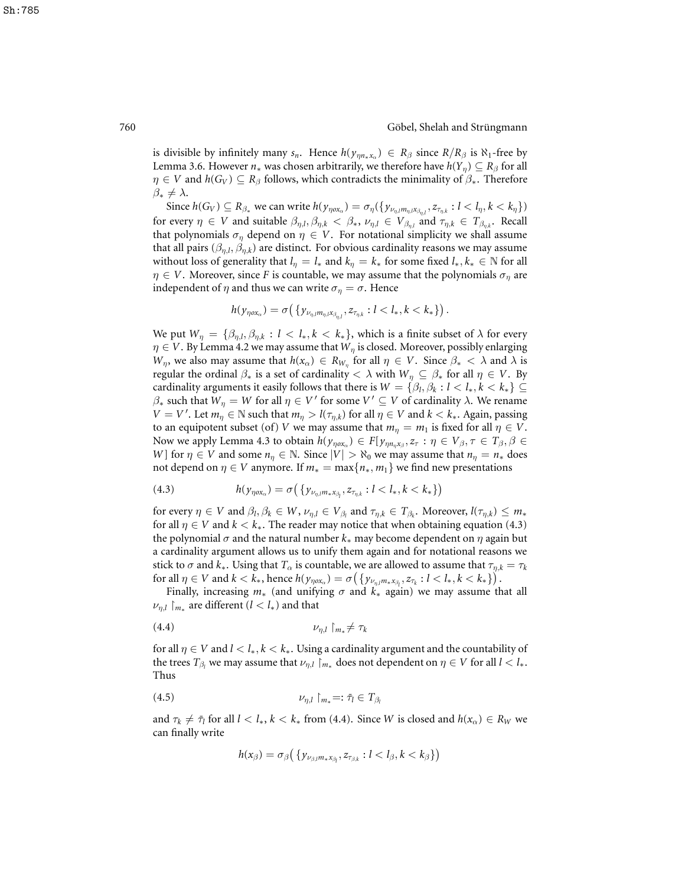is divisible by infinitely many $s_n$. Hence $h(y_{\eta n_* x_\alpha}) \in R_\beta$ since $R/R_\beta$ is $\aleph_1$-free by Lemma 3.6. However $n_*$ was chosen arbitrarily, we therefore have $h(Y_\eta) \subseteq R_\beta$ for all $\eta \in V$ and $h(G_V) \subseteq R_\beta$ follows, which contradicts the minimality of $\beta_*$. Therefore $\beta_* \neq \lambda$.

Since $h(G_V) \subseteq R_{\beta_*}$ we can write $h(y_{\eta o x_\alpha}) = \sigma_\eta(\{y_{\nu_{\eta,l} m_{\eta,l} x_{\beta_{\eta,l}}}, z_{\tau_{\eta,k}} : l < l_\eta, k < k_\eta\})$ for every $\eta \in V$ and suitable $\beta_{\eta,l}, \beta_{\eta,k} < \beta_*$, $\nu_{\eta,l} \in V_{\beta_{\eta,l}}$ and $\tau_{\eta,k} \in T_{\beta_{\eta,k}}$. Recall that polynomials $\sigma_\eta$ depend on $\eta \in V$. For notational simplicity we shall assume that all pairs $(\beta_{\eta,l}, \beta_{\eta,k})$ are distinct. For obvious cardinality reasons we may assume without loss of generality that $l_\eta = l_*$ and $k_\eta = k_*$ for some fixed $l_*, k_* \in \mathbb{N}$ for all $\eta \in V$. Moreover, since $F$ is countable, we may assume that the polynomials $\sigma_\eta$ are independent of $\eta$ and thus we can write $\sigma_\eta = \sigma$. Hence

$$h(y_{\eta o x_\alpha}) = \sigma\big(\{y_{\nu_{\eta,l} m_{\eta,l} x_{\beta_{\eta,l}}}, z_{\tau_{\eta,k}} : l < l_*, k < k_*\}\big).$$

We put $W_\eta = \{\beta_{\eta,l}, \beta_{\eta,k} : l < l_*, k < k_*\}$, which is a finite subset of $\lambda$ for every $\eta \in V$. By Lemma 4.2 we may assume that $W_\eta$ is closed. Moreover, possibly enlarging $W_\eta$, we also may assume that $h(x_\alpha) \in R_{W_\eta}$ for all $\eta \in V$. Since $\beta_* < \lambda$ and $\lambda$ is regular the ordinal $\beta_*$ is a set of cardinality $< \lambda$ with $W_\eta \subseteq \beta_*$ for all $\eta \in V$. By cardinality arguments it easily follows that there is $W = \{\beta_l, \beta_k : l < l_*, k < k_*\} \subseteq \beta_*$ such that $W_\eta = W$ for all $\eta \in V'$ for some $V' \subseteq V$ of cardinality $\lambda$. We rename $V = V'$. Let $m_\eta \in \mathbb{N}$ such that $m_\eta > l(\tau_{\eta,k})$ for all $\eta \in V$ and $k < k_*$. Again, passing to an equipotent subset (of) $V$ we may assume that $m_\eta = m_1$ is fixed for all $\eta \in V$. Now we apply Lemma 4.3 to obtain $h(y_{\eta o x_\alpha}) \in F[y_{\eta n_\eta x_\beta}, z_\tau : \eta \in V_\beta, \tau \in T_\beta, \beta \in W]$ for $\eta \in V$ and some $n_\eta \in \mathbb{N}$. Since $|V| > \aleph_0$ we may assume that $n_\eta = n_*$ does not depend on $\eta \in V$ anymore. If $m_* = \max\{n_*, m_1\}$ we find new presentations

$$h(y_{\eta o x_\alpha}) = \sigma\big(\{y_{\nu_{\eta,l} m_* x_{\beta_l}}, z_{\tau_{\eta,k}} : l < l_*, k < k_*\}\big) \tag{4.3}$$

for every $\eta \in V$ and $\beta_l, \beta_k \in W$, $\nu_{\eta,l} \in V_{\beta_l}$ and $\tau_{\eta,k} \in T_{\beta_k}$. Moreover, $l(\tau_{\eta,k}) \leq m_*$ for all $\eta \in V$ and $k < k_*$. The reader may notice that when obtaining equation (4.3) the polynomial $\sigma$ and the natural number $k_*$ may become dependent on $\eta$ again but a cardinality argument allows us to unify them again and for notational reasons we stick to $\sigma$ and $k_*$. Using that $T_\alpha$ is countable, we are allowed to assume that $\tau_{\eta,k} = \tau_k$ for all $\eta \in V$ and $k < k_*$, hence $h(y_{\eta o x_\alpha}) = \sigma\big(\{y_{\nu_{\eta,l} m_* x_{\beta_l}}, z_{\tau_k} : l < l_*, k < k_*\}\big)$.

Finally, increasing $m_*$ (and unifying $\sigma$ and $k_*$ again) we may assume that all $\nu_{\eta,l} \restriction_{m_*}$ are different ($l < l_*$) and that

$$\nu_{\eta,l} \restriction_{m_*} \neq \tau_k \tag{4.4}$$

for all $\eta \in V$ and $l < l_*, k < k_*$. Using a cardinality argument and the countability of the trees $T_{\beta_l}$ we may assume that $\nu_{\eta,l} \restriction_{m_*}$ does not dependent on $\eta \in V$ for all $l < l_*$. Thus

$$\nu_{\eta,l} \restriction_{m_*} =: \bar{\tau}_l \in T_{\beta_l} \tag{4.5}$$

and $\tau_k \neq \bar{\tau}_l$ for all $l < l_*, k < k_*$ from (4.4). Since $W$ is closed and $h(x_\alpha) \in R_W$ we can finally write

$$h(x_\beta) = \sigma_\beta\big(\{y_{\nu_{\beta,l} m_* x_{\beta_l}}, z_{\tau_{\beta,k}} : l < l_\beta, k < k_\beta\}\big)$$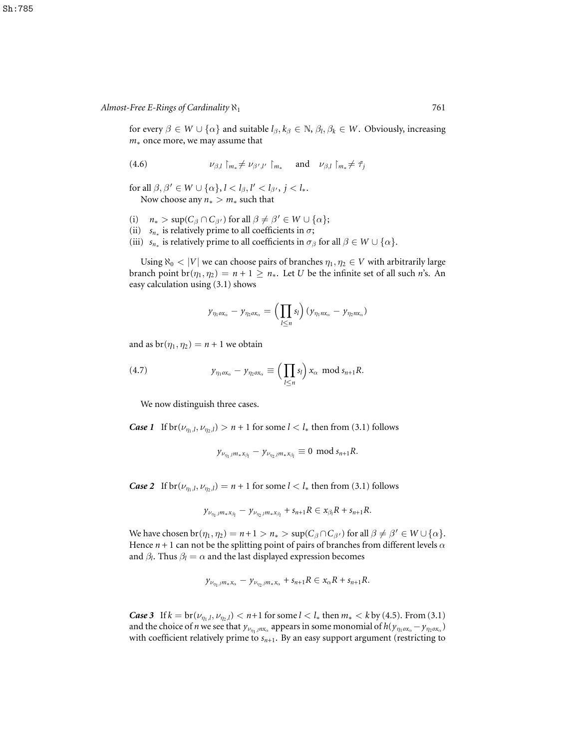for every $\beta \in W \cup \{\alpha\}$ and suitable $l_\beta, k_\beta \in \mathbb{N}$, $\beta_l, \beta_k \in W$. Obviously, increasing $m_*$ once more, we may assume that

$$\nu_{\beta,l} \restriction_{m_*} \neq \nu_{\beta',l'} \restriction_{m_*} \quad \text{and} \quad \nu_{\beta,l} \restriction_{m_*} \neq \bar{\tau}_j \tag{4.6}$$

for all $\beta, \beta' \in W \cup \{\alpha\}$, $l < l_\beta$, $l' < l_{\beta'}$, $j < l_*$.

Now choose any $n_* > m_*$ such that

(i) $n_* > \sup(C_\beta \cap C_{\beta'})$ for all $\beta \neq \beta' \in W \cup \{\alpha\}$;
(ii) $s_{n_*}$ is relatively prime to all coefficients in $\sigma$;
(iii) $s_{n_*}$ is relatively prime to all coefficients in $\sigma_\beta$ for all $\beta \in W \cup \{\alpha\}$.

Using $\aleph_0 < |V|$ we can choose pairs of branches $\eta_1, \eta_2 \in V$ with arbitrarily large branch point $\operatorname{br}(\eta_1, \eta_2) = n + 1 \geq n_*$. Let $U$ be the infinite set of all such $n$'s. An easy calculation using (3.1) shows

$$y_{\eta_1 o x_\alpha} - y_{\eta_2 o x_\alpha} = \Big(\prod_{l \leq n} s_l\Big)(y_{\eta_1 n x_\alpha} - y_{\eta_2 n x_\alpha})$$

and as $\operatorname{br}(\eta_1, \eta_2) = n + 1$ we obtain

$$y_{\eta_1 o x_\alpha} - y_{\eta_2 o x_\alpha} \equiv \Big(\prod_{l \leq n} s_l\Big) x_\alpha \mod s_{n+1}R. \tag{4.7}$$

We now distinguish three cases.

***Case 1*** If $\operatorname{br}(\nu_{\eta_1,l}, \nu_{\eta_2,l}) > n + 1$ for some $l < l_*$ then from (3.1) follows

$$y_{\nu_{\eta_1,l} m_* x_{\beta_l}} - y_{\nu_{\eta_2,l} m_* x_{\beta_l}} \equiv 0 \mod s_{n+1}R.$$

***Case 2*** If $\operatorname{br}(\nu_{\eta_1,l}, \nu_{\eta_2,l}) = n + 1$ for some $l < l_*$ then from (3.1) follows

$$y_{\nu_{\eta_1,l} m_* x_{\beta_l}} - y_{\nu_{\eta_2,l} m_* x_{\beta_l}} + s_{n+1}R \in x_{\beta_l}R + s_{n+1}R.$$

We have chosen $\operatorname{br}(\eta_1, \eta_2) = n+1 > n_* > \sup(C_\beta \cap C_{\beta'})$ for all $\beta \neq \beta' \in W \cup \{\alpha\}$. Hence $n + 1$ can not be the splitting point of pairs of branches from different levels $\alpha$ and $\beta_l$. Thus $\beta_l = \alpha$ and the last displayed expression becomes

$$y_{\nu_{\eta_1,l} m_* x_\alpha} - y_{\nu_{\eta_2,l} m_* x_\alpha} + s_{n+1}R \in x_\alpha R + s_{n+1}R.$$

***Case 3*** If $k = \operatorname{br}(\nu_{\eta_1,l}, \nu_{\eta_2,l}) < n+1$ for some $l < l_*$ then $m_* < k$ by (4.5). From (3.1) and the choice of $n$ we see that $y_{\nu_{\eta_1,l} n x_\alpha}$ appears in some monomial of $h(y_{\eta_1 o x_\alpha} - y_{\eta_2 o x_\alpha})$ with coefficient relatively prime to $s_{n+1}$. By an easy support argument (restricting to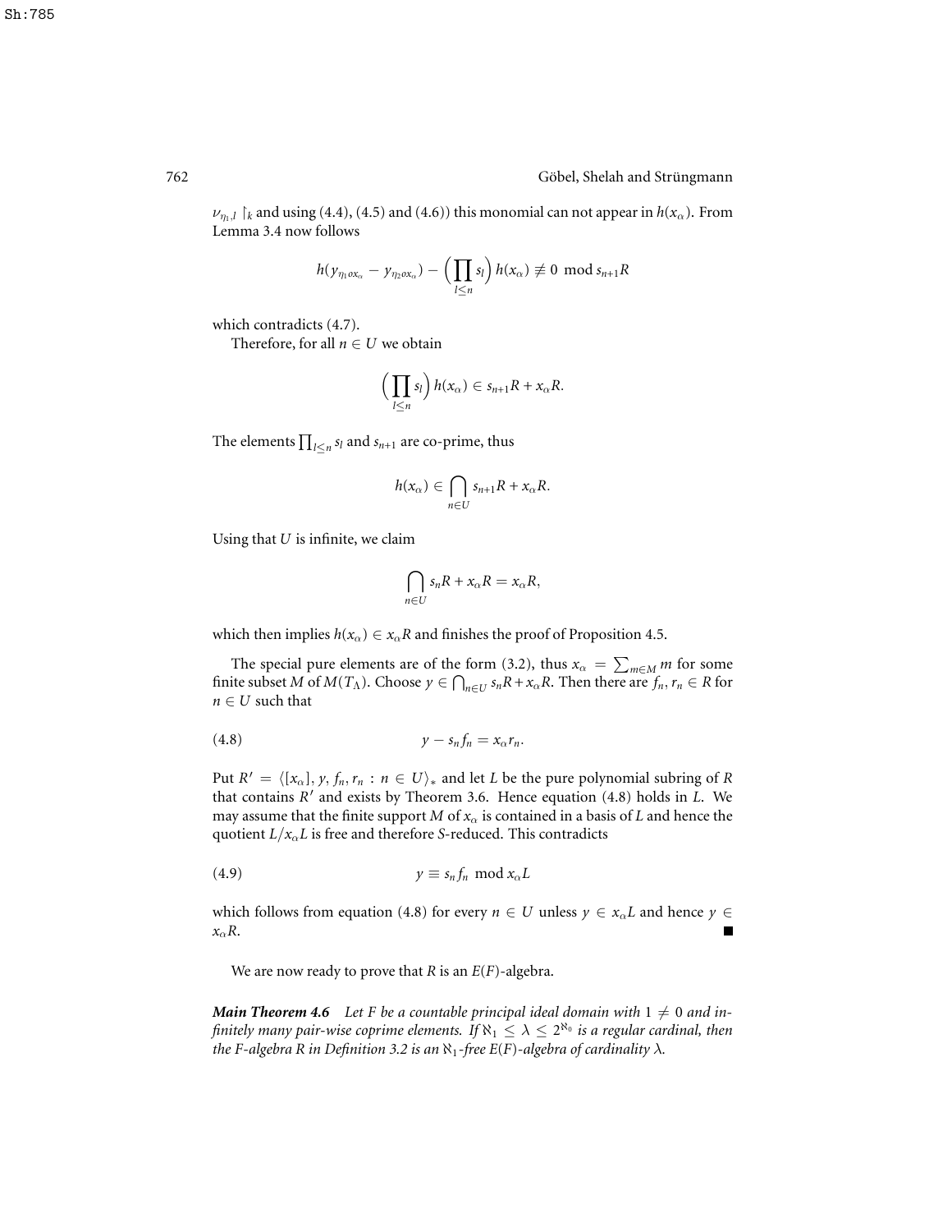$\nu_{\eta_1,l} \restriction_k$ and using (4.4), (4.5) and (4.6)) this monomial can not appear in $h(x_\alpha)$. From Lemma 3.4 now follows

$$h(y_{\eta_1 o x_\alpha} - y_{\eta_2 o x_\alpha}) - \Big(\prod_{l\leq n} s_l\Big) h(x_\alpha) \not\equiv 0 \mod s_{n+1}R$$

which contradicts (4.7).

Therefore, for all $n \in U$ we obtain

$$\Big(\prod_{l\leq n} s_l\Big) h(x_\alpha) \in s_{n+1}R + x_\alpha R.$$

The elements $\prod_{l\leq n} s_l$ and $s_{n+1}$ are co-prime, thus

$$h(x_\alpha) \in \bigcap_{n\in U} s_{n+1}R + x_\alpha R.$$

Using that $U$ is infinite, we claim

$$\bigcap_{n\in U} s_n R + x_\alpha R = x_\alpha R,$$

which then implies $h(x_\alpha) \in x_\alpha R$ and finishes the proof of Proposition 4.5.

The special pure elements are of the form (3.2), thus $x_\alpha = \sum_{m\in M} m$ for some finite subset $M$ of $M(T_\Lambda)$. Choose $y \in \bigcap_{n\in U} s_n R + x_\alpha R$. Then there are $f_n, r_n \in R$ for $n \in U$ such that

$$y - s_n f_n = x_\alpha r_n. \tag{4.8}$$

Put $R' = \langle [x_\alpha], y, f_n, r_n : n \in U\rangle_*$ and let $L$ be the pure polynomial subring of $R$ that contains $R'$ and exists by Theorem 3.6. Hence equation (4.8) holds in $L$. We may assume that the finite support $M$ of $x_\alpha$ is contained in a basis of $L$ and hence the quotient $L/x_\alpha L$ is free and therefore $S$-reduced. This contradicts

$$y \equiv s_n f_n \mod x_\alpha L \tag{4.9}$$

which follows from equation (4.8) for every $n \in U$ unless $y \in x_\alpha L$ and hence $y \in x_\alpha R$. ∎

We are now ready to prove that $R$ is an $E(F)$-algebra.

***Main Theorem 4.6*** *Let $F$ be a countable principal ideal domain with $1 \neq 0$ and infinitely many pair-wise coprime elements. If $\aleph_1 \leq \lambda \leq 2^{\aleph_0}$ is a regular cardinal, then the $F$-algebra $R$ in Definition 3.2 is an $\aleph_1$-free $E(F)$-algebra of cardinality $\lambda$.*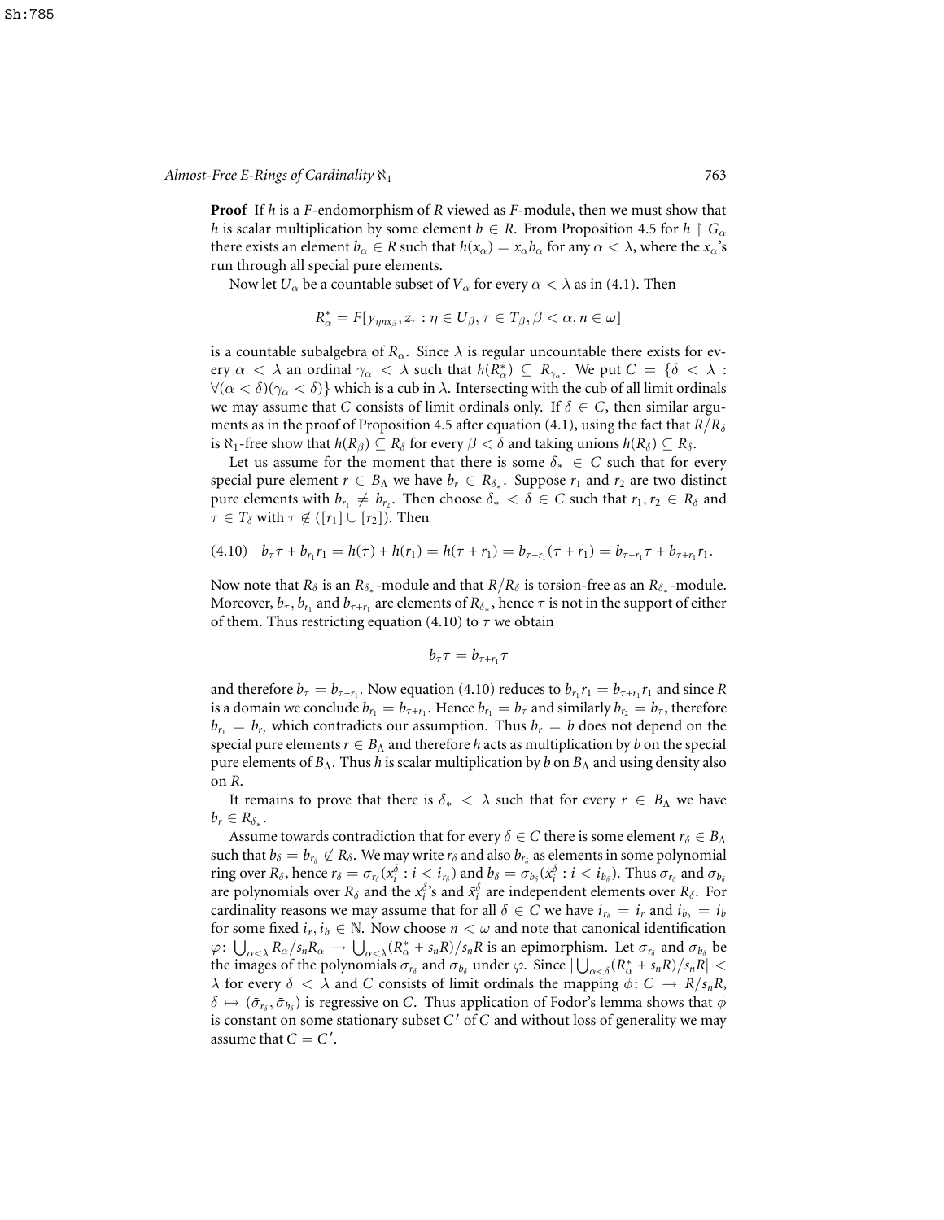**Proof** If $h$ is a $F$-endomorphism of $R$ viewed as $F$-module, then we must show that $h$ is scalar multiplication by some element $b \in R$. From Proposition 4.5 for $h \restriction G_\alpha$ there exists an element $b_\alpha \in R$ such that $h(x_\alpha) = x_\alpha b_\alpha$ for any $\alpha < \lambda$, where the $x_\alpha$'s run through all special pure elements.

Now let $U_\alpha$ be a countable subset of $V_\alpha$ for every $\alpha < \lambda$ as in (4.1). Then

$$R^*_\alpha = F[y_{\eta n x_\beta}, z_\tau : \eta \in U_\beta, \tau \in T_\beta, \beta < \alpha, n \in \omega]$$

is a countable subalgebra of $R_\alpha$. Since $\lambda$ is regular uncountable there exists for every $\alpha < \lambda$ an ordinal $\gamma_\alpha < \lambda$ such that $h(R^*_\alpha) \subseteq R_{\gamma_\alpha}$. We put $C = \{\delta < \lambda : \forall(\alpha < \delta)(\gamma_\alpha < \delta)\}$ which is a cub in $\lambda$. Intersecting with the cub of all limit ordinals we may assume that $C$ consists of limit ordinals only. If $\delta \in C$, then similar arguments as in the proof of Proposition 4.5 after equation (4.1), using the fact that $R/R_\delta$ is $\aleph_1$-free show that $h(R_\beta) \subseteq R_\delta$ for every $\beta < \delta$ and taking unions $h(R_\delta) \subseteq R_\delta$.

Let us assume for the moment that there is some $\delta_* \in C$ such that for every special pure element $r \in B_\Lambda$ we have $b_r \in R_{\delta_*}$. Suppose $r_1$ and $r_2$ are two distinct pure elements with $b_{r_1} \neq b_{r_2}$. Then choose $\delta_* < \delta \in C$ such that $r_1, r_2 \in R_\delta$ and $\tau \in T_\delta$ with $\tau \notin ([r_1] \cup [r_2])$. Then

$$(4.10) \quad b_\tau \tau + b_{r_1} r_1 = h(\tau) + h(r_1) = h(\tau + r_1) = b_{\tau + r_1}(\tau + r_1) = b_{\tau + r_1}\tau + b_{\tau + r_1} r_1.$$

Now note that $R_\delta$ is an $R_{\delta_*}$-module and that $R/R_\delta$ is torsion-free as an $R_{\delta_*}$-module. Moreover, $b_\tau$, $b_{r_1}$ and $b_{\tau+r_1}$ are elements of $R_{\delta_*}$, hence $\tau$ is not in the support of either of them. Thus restricting equation (4.10) to $\tau$ we obtain

$$b_\tau \tau = b_{\tau + r_1}\tau$$

and therefore $b_\tau = b_{\tau + r_1}$. Now equation (4.10) reduces to $b_{r_1} r_1 = b_{\tau + r_1} r_1$ and since $R$ is a domain we conclude $b_{r_1} = b_{\tau + r_1}$. Hence $b_{r_1} = b_\tau$ and similarly $b_{r_2} = b_\tau$, therefore $b_{r_1} = b_{r_2}$ which contradicts our assumption. Thus $b_r = b$ does not depend on the special pure elements $r \in B_\Lambda$ and therefore $h$ acts as multiplication by $b$ on the special pure elements of $B_\Lambda$. Thus $h$ is scalar multiplication by $b$ on $B_\Lambda$ and using density also on $R$.

It remains to prove that there is $\delta_* < \lambda$ such that for every $r \in B_\Lambda$ we have $b_r \in R_{\delta_*}$.

Assume towards contradiction that for every $\delta \in C$ there is some element $r_\delta \in B_\Lambda$ such that $b_\delta = b_{r_\delta} \notin R_\delta$. We may write $r_\delta$ and also $b_{r_\delta}$ as elements in some polynomial ring over $R_\delta$, hence $r_\delta = \sigma_{r_\delta}(x^\delta_i : i < i_{r_\delta})$ and $b_\delta = \sigma_{b_\delta}(\bar{x}^\delta_i : i < i_{b_\delta})$. Thus $\sigma_{r_\delta}$ and $\sigma_{b_\delta}$ are polynomials over $R_\delta$ and the $x^\delta_i$'s and $\bar{x}^\delta_i$ are independent elements over $R_\delta$. For cardinality reasons we may assume that for all $\delta \in C$ we have $i_{r_\delta} = i_r$ and $i_{b_\delta} = i_b$ for some fixed $i_r, i_b \in \mathbb{N}$. Now choose $n < \omega$ and note that canonical identification $\varphi\colon \bigcup_{\alpha<\lambda} R_\alpha/s_n R_\alpha \to \bigcup_{\alpha<\lambda}(R^*_\alpha + s_n R)/s_n R$ is an epimorphism. Let $\bar{\sigma}_{r_\delta}$ and $\bar{\sigma}_{b_\delta}$ be the images of the polynomials $\sigma_{r_\delta}$ and $\sigma_{b_\delta}$ under $\varphi$. Since $|\bigcup_{\alpha<\delta}(R^*_\alpha + s_n R)/s_n R| < \lambda$ for every $\delta < \lambda$ and $C$ consists of limit ordinals the mapping $\phi\colon C \to R/s_n R$, $\delta \mapsto (\bar{\sigma}_{r_\delta}, \bar{\sigma}_{b_\delta})$ is regressive on $C$. Thus application of Fodor's lemma shows that $\phi$ is constant on some stationary subset $C'$ of $C$ and without loss of generality we may assume that $C = C'$.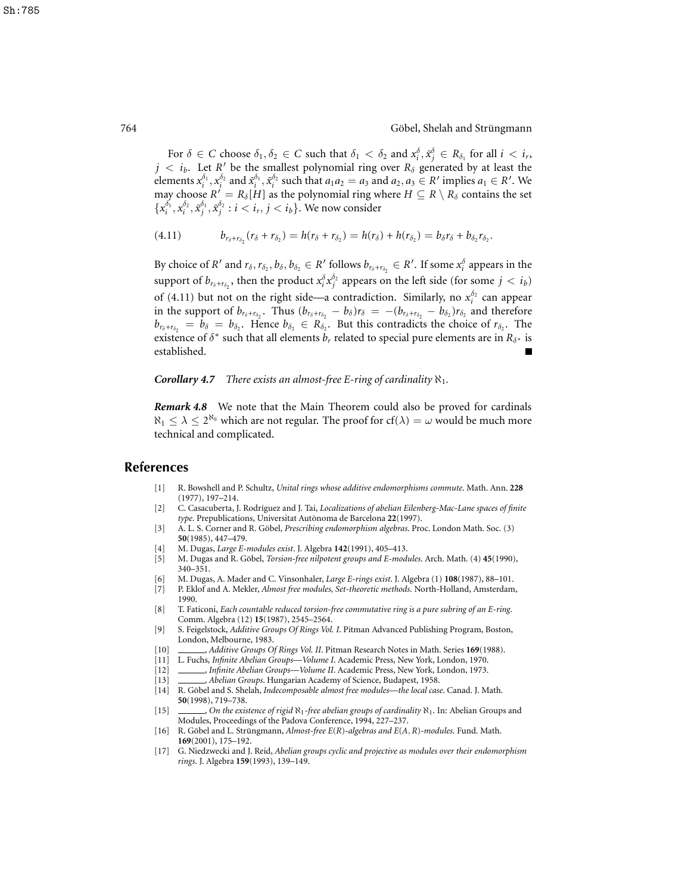For $\delta \in C$ choose $\delta_1, \delta_2 \in C$ such that $\delta_1 < \delta_2$ and $x_i^\delta, \bar{x}_j^\delta \in R_{\delta_1}$ for all $i < i_r$, $j < i_b$. Let $R'$ be the smallest polynomial ring over $R_\delta$ generated by at least the elements $x_i^{\delta_1}, x_i^{\delta_2}$ and $\bar{x}_i^{\delta_1}, \bar{x}_i^{\delta_2}$ such that $a_1 a_2 = a_3$ and $a_2, a_3 \in R'$ implies $a_1 \in R'$. We may choose $R' = R_\delta[H]$ as the polynomial ring where $H \subseteq R \setminus R_\delta$ contains the set $\{x_i^{\delta_1}, x_i^{\delta_2}, \bar{x}_j^{\delta_1}, \bar{x}_j^{\delta_2} : i < i_r, j < i_b\}$. We now consider

$$b_{r_\delta + r_{\delta_2}}(r_\delta + r_{\delta_2}) = h(r_\delta + r_{\delta_2}) = h(r_\delta) + h(r_{\delta_2}) = b_\delta r_\delta + b_{\delta_2} r_{\delta_2}. \tag{4.11}$$

By choice of $R'$ and $r_\delta, r_{\delta_2}, b_\delta, b_{\delta_2} \in R'$ follows $b_{r_\delta + r_{\delta_2}} \in R'$. If some $x_i^\delta$ appears in the support of $b_{r_\delta + r_{\delta_2}}$, then the product $x_i^\delta x_j^{\delta_2}$ appears on the left side (for some $j < i_b$) of (4.11) but not on the right side—a contradiction. Similarly, no $x_i^{\delta_2}$ can appear in the support of $b_{r_\delta + r_{\delta_2}}$. Thus $(b_{r_\delta + r_{\delta_2}} - b_\delta) r_\delta = -(b_{r_\delta + r_{\delta_2}} - b_{\delta_2}) r_{\delta_2}$ and therefore $b_{r_\delta + r_{\delta_2}} = b_\delta = b_{\delta_2}$. Hence $b_{\delta_2} \in R_{\delta_2}$. But this contradicts the choice of $r_{\delta_2}$. The existence of $\delta^*$ such that all elements $b_r$ related to special pure elements are in $R_{\delta^*}$ is established. ∎

***Corollary 4.7*** *There exists an almost-free E-ring of cardinality $\aleph_1$.*

***Remark 4.8*** We note that the Main Theorem could also be proved for cardinals $\aleph_1 \leq \lambda \leq 2^{\aleph_0}$ which are not regular. The proof for $\mathrm{cf}(\lambda) = \omega$ would be much more technical and complicated.

## References

[1] R. Bowshell and P. Schultz, *Unital rings whose additive endomorphisms commute*. Math. Ann. **228** (1977), 197–214.

[2] C. Casacuberta, J. Rodríguez and J. Tai, *Localizations of abelian Eilenberg-Mac-Lane spaces of finite type*. Prepublications, Universitat Autònoma de Barcelona **22**(1997).

[3] A. L. S. Corner and R. Göbel, *Prescribing endomorphism algebras*. Proc. London Math. Soc. (3) **50**(1985), 447–479.

[4] M. Dugas, *Large E-modules exist*. J. Algebra **142**(1991), 405–413.

[5] M. Dugas and R. Göbel, *Torsion-free nilpotent groups and E-modules*. Arch. Math. (4) **45**(1990), 340–351.

[6] M. Dugas, A. Mader and C. Vinsonhaler, *Large E-rings exist*. J. Algebra (1) **108**(1987), 88–101.

[7] P. Eklof and A. Mekler, *Almost free modules, Set-theoretic methods*. North-Holland, Amsterdam, 1990.

[8] T. Faticoni, *Each countable reduced torsion-free commutative ring is a pure subring of an E-ring*. Comm. Algebra (12) **15**(1987), 2545–2564.

[9] S. Feigelstock, *Additive Groups Of Rings Vol. I*. Pitman Advanced Publishing Program, Boston, London, Melbourne, 1983.

[10] ______, *Additive Groups Of Rings Vol. II*. Pitman Research Notes in Math. Series **169**(1988).

[11] L. Fuchs, *Infinite Abelian Groups—Volume I*. Academic Press, New York, London, 1970.

[12] ______, *Infinite Abelian Groups—Volume II*. Academic Press, New York, London, 1973.

[13] ______, *Abelian Groups*. Hungarian Academy of Science, Budapest, 1958.

[14] R. Göbel and S. Shelah, *Indecomposable almost free modules—the local case*. Canad. J. Math. **50**(1998), 719–738.

[15] ______, *On the existence of rigid $\aleph_1$-free abelian groups of cardinality $\aleph_1$*. In: Abelian Groups and Modules, Proceedings of the Padova Conference, 1994, 227–237.

[16] R. Göbel and L. Strüngmann, *Almost-free E(R)-algebras and E(A, R)-modules*. Fund. Math. **169**(2001), 175–192.

[17] G. Niedzwecki and J. Reid, *Abelian groups cyclic and projective as modules over their endomorphism rings*. J. Algebra **159**(1993), 139–149.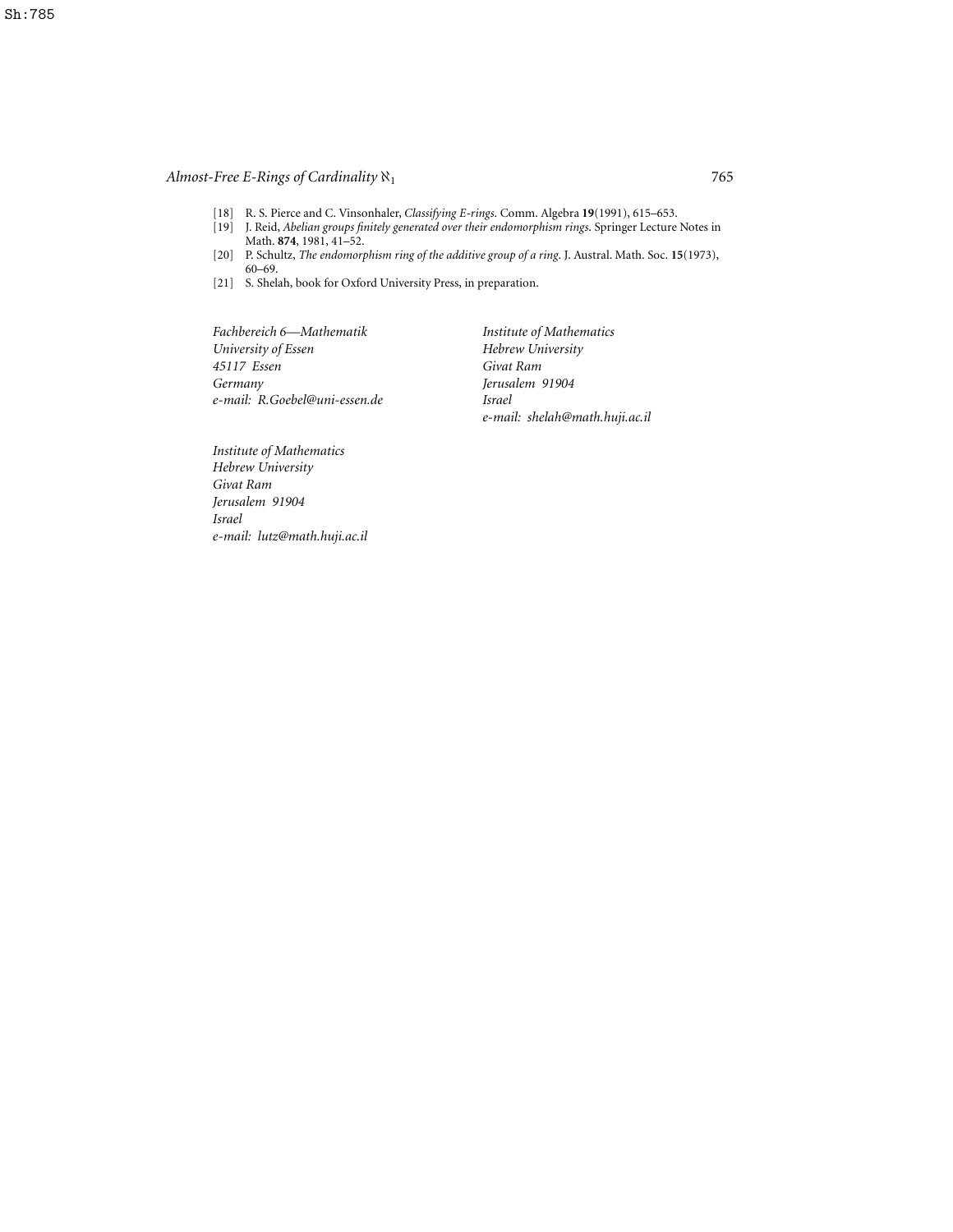[18] R. S. Pierce and C. Vinsonhaler, *Classifying E-rings*. Comm. Algebra **19**(1991), 615–653.

[19] J. Reid, *Abelian groups finitely generated over their endomorphism rings*. Springer Lecture Notes in Math. **874**, 1981, 41–52.

[20] P. Schultz, *The endomorphism ring of the additive group of a ring*. J. Austral. Math. Soc. **15**(1973), 60–69.

[21] S. Shelah, book for Oxford University Press, in preparation.

*Fachbereich 6—Mathematik*
*University of Essen*
*45117 Essen*
*Germany*
*e-mail: R.Goebel@uni-essen.de*

*Institute of Mathematics*
*Hebrew University*
*Givat Ram*
*Jerusalem 91904*
*Israel*
*e-mail: shelah@math.huji.ac.il*

*Institute of Mathematics*
*Hebrew University*
*Givat Ram*
*Jerusalem 91904*
*Israel*
*e-mail: lutz@math.huji.ac.il*